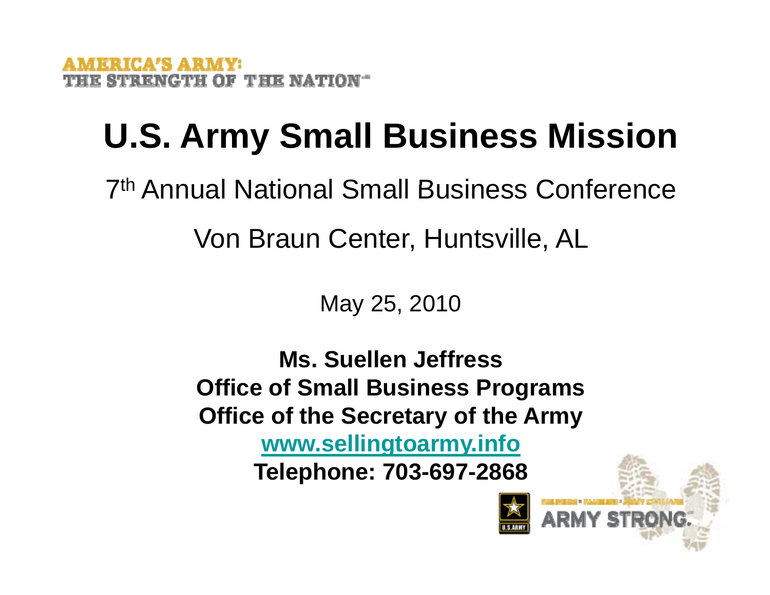AMERICA'S ARMY:
THE STRENGTH OF THE NATION

# U.S. Army Small Business Mission

7th Annual National Small Business Conference

Von Braun Center, Huntsville, AL

May 25, 2010

**Ms. Suellen Jeffress**
**Office of Small Business Programs**
**Office of the Secretary of the Army**
**[www.sellingtoarmy.info](http://www.sellingtoarmy.info)**
**Telephone: 703-697-2868**

ARMY STRONG.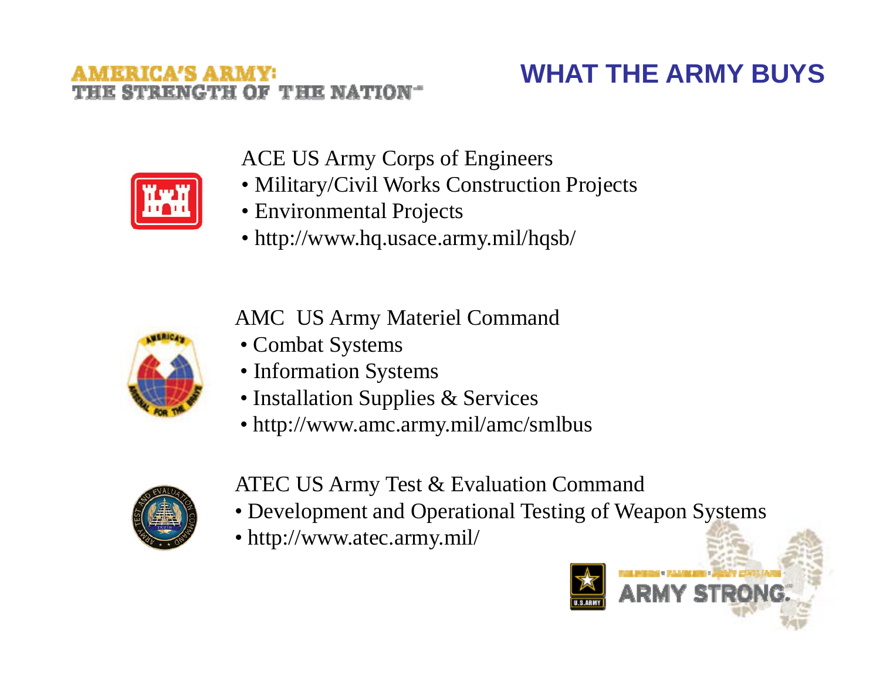# WHAT THE ARMY BUYS

ACE US Army Corps of Engineers

- Military/Civil Works Construction Projects
- Environmental Projects
- http://www.hq.usace.army.mil/hqsb/

AMC US Army Materiel Command

- Combat Systems
- Information Systems
- Installation Supplies & Services
- http://www.amc.army.mil/amc/smlbus

ATEC US Army Test & Evaluation Command

- Development and Operational Testing of Weapon Systems
- http://www.atec.army.mil/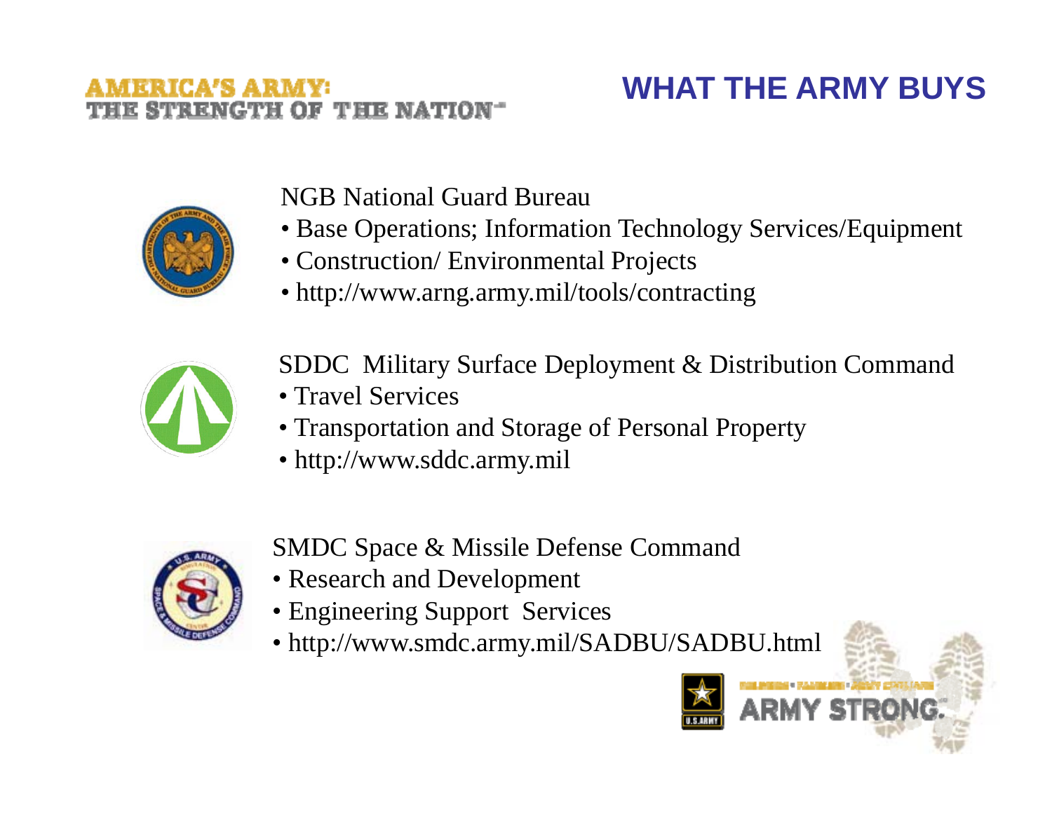AMERICA'S ARMY:
THE STRENGTH OF THE NATION™

# WHAT THE ARMY BUYS

NGB National Guard Bureau

- Base Operations; Information Technology Services/Equipment
- Construction/ Environmental Projects
- http://www.arng.army.mil/tools/contracting

SDDC Military Surface Deployment & Distribution Command

- Travel Services
- Transportation and Storage of Personal Property
- http://www.sddc.army.mil

SMDC Space & Missile Defense Command

- Research and Development
- Engineering Support Services
- http://www.smdc.army.mil/SADBU/SADBU.html

ARMY STRONG.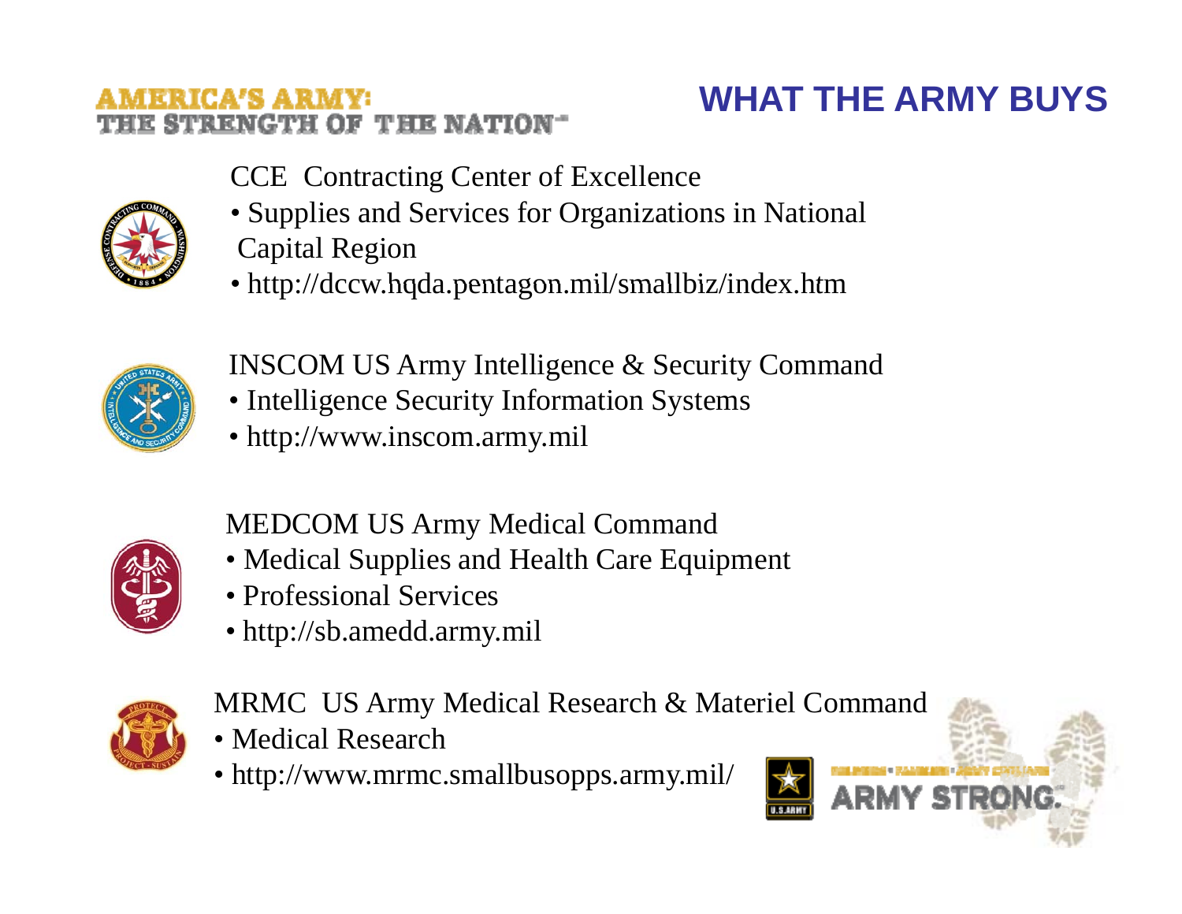AMERICA'S ARMY:
THE STRENGTH OF THE NATION

# WHAT THE ARMY BUYS

CCE Contracting Center of Excellence

- Supplies and Services for Organizations in National Capital Region
- http://dccw.hqda.pentagon.mil/smallbiz/index.htm

INSCOM US Army Intelligence & Security Command

- Intelligence Security Information Systems
- http://www.inscom.army.mil

MEDCOM US Army Medical Command

- Medical Supplies and Health Care Equipment
- Professional Services
- http://sb.amedd.army.mil

MRMC US Army Medical Research & Materiel Command

- Medical Research
- http://www.mrmc.smallbusopps.army.mil/

ARMY STRONG.